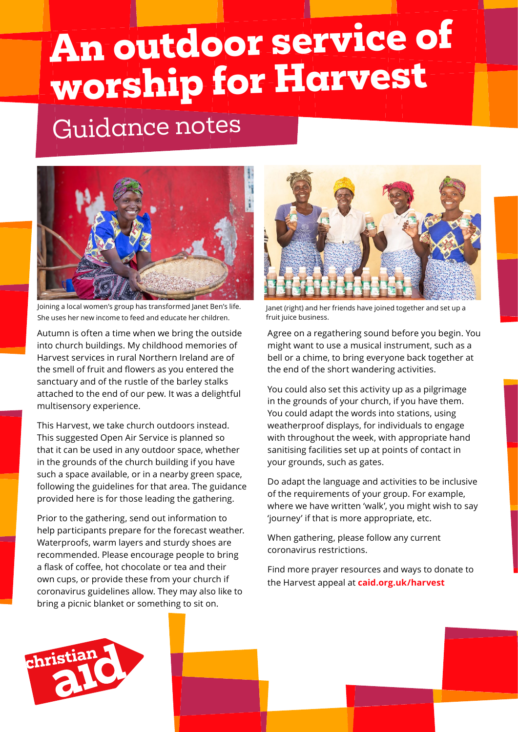# An outdoor service of worship for Harvest

## Guidance notes

Joining a local women's group has transformed Janet Ben's life. She uses her new income to feed and educate her children.

Janet (right) and her friends have joined together and set up a fruit juice business.

Autumn is often a time when we bring the outside into church buildings. My childhood memories of Harvest services in rural Northern Ireland are of the smell of fruit and flowers as you entered the sanctuary and of the rustle of the barley stalks attached to the end of our pew. It was a delightful multisensory experience.

This Harvest, we take church outdoors instead. This suggested Open Air Service is planned so that it can be used in any outdoor space, whether in the grounds of the church building if you have such a space available, or in a nearby green space, following the guidelines for that area. The guidance provided here is for those leading the gathering.

Prior to the gathering, send out information to help participants prepare for the forecast weather. Waterproofs, warm layers and sturdy shoes are recommended. Please encourage people to bring a flask of coffee, hot chocolate or tea and their own cups, or provide these from your church if coronavirus guidelines allow. They may also like to bring a picnic blanket or something to sit on.

Agree on a regathering sound before you begin. You might want to use a musical instrument, such as a bell or a chime, to bring everyone back together at the end of the short wandering activities.

You could also set this activity up as a pilgrimage in the grounds of your church, if you have them. You could adapt the words into stations, using weatherproof displays, for individuals to engage with throughout the week, with appropriate hand sanitising facilities set up at points of contact in your grounds, such as gates.

Do adapt the language and activities to be inclusive of the requirements of your group. For example, where we have written 'walk', you might wish to say 'journey' if that is more appropriate, etc.

When gathering, please follow any current coronavirus restrictions.

Find more prayer resources and ways to donate to the Harvest appeal at **caid.org.uk/harvest**

christian aid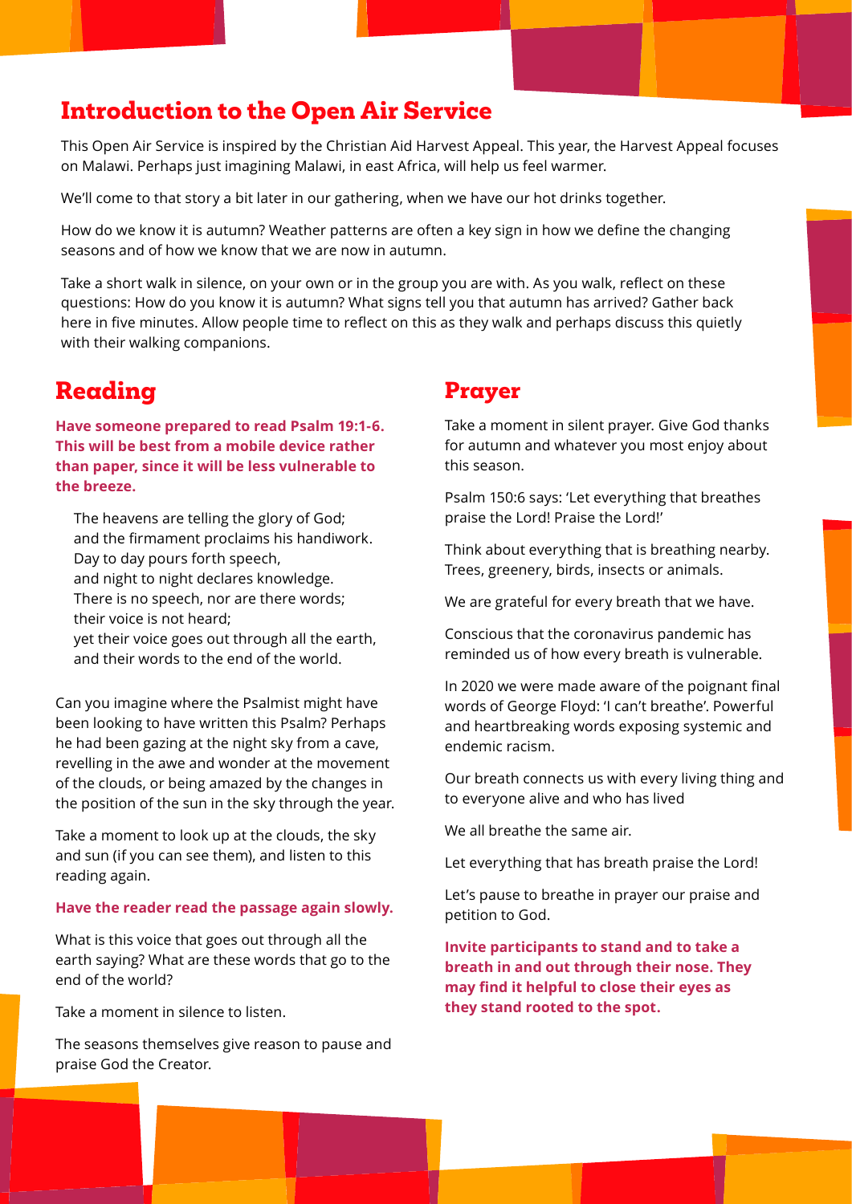## Introduction to the Open Air Service

This Open Air Service is inspired by the Christian Aid Harvest Appeal. This year, the Harvest Appeal focuses on Malawi. Perhaps just imagining Malawi, in east Africa, will help us feel warmer.

We'll come to that story a bit later in our gathering, when we have our hot drinks together.

How do we know it is autumn? Weather patterns are often a key sign in how we define the changing seasons and of how we know that we are now in autumn.

Take a short walk in silence, on your own or in the group you are with. As you walk, reflect on these questions: How do you know it is autumn? What signs tell you that autumn has arrived? Gather back here in five minutes. Allow people time to reflect on this as they walk and perhaps discuss this quietly with their walking companions.

## Reading

**Have someone prepared to read Psalm 19:1-6. This will be best from a mobile device rather than paper, since it will be less vulnerable to the breeze.**

The heavens are telling the glory of God;
and the firmament proclaims his handiwork.
Day to day pours forth speech,
and night to night declares knowledge.
There is no speech, nor are there words;
their voice is not heard;
yet their voice goes out through all the earth,
and their words to the end of the world.

Can you imagine where the Psalmist might have been looking to have written this Psalm? Perhaps he had been gazing at the night sky from a cave, revelling in the awe and wonder at the movement of the clouds, or being amazed by the changes in the position of the sun in the sky through the year.

Take a moment to look up at the clouds, the sky and sun (if you can see them), and listen to this reading again.

**Have the reader read the passage again slowly.**

What is this voice that goes out through all the earth saying? What are these words that go to the end of the world?

Take a moment in silence to listen.

The seasons themselves give reason to pause and praise God the Creator.

## Prayer

Take a moment in silent prayer. Give God thanks for autumn and whatever you most enjoy about this season.

Psalm 150:6 says: 'Let everything that breathes praise the Lord! Praise the Lord!'

Think about everything that is breathing nearby. Trees, greenery, birds, insects or animals.

We are grateful for every breath that we have.

Conscious that the coronavirus pandemic has reminded us of how every breath is vulnerable.

In 2020 we were made aware of the poignant final words of George Floyd: 'I can't breathe'. Powerful and heartbreaking words exposing systemic and endemic racism.

Our breath connects us with every living thing and to everyone alive and who has lived

We all breathe the same air.

Let everything that has breath praise the Lord!

Let's pause to breathe in prayer our praise and petition to God.

**Invite participants to stand and to take a breath in and out through their nose. They may find it helpful to close their eyes as they stand rooted to the spot.**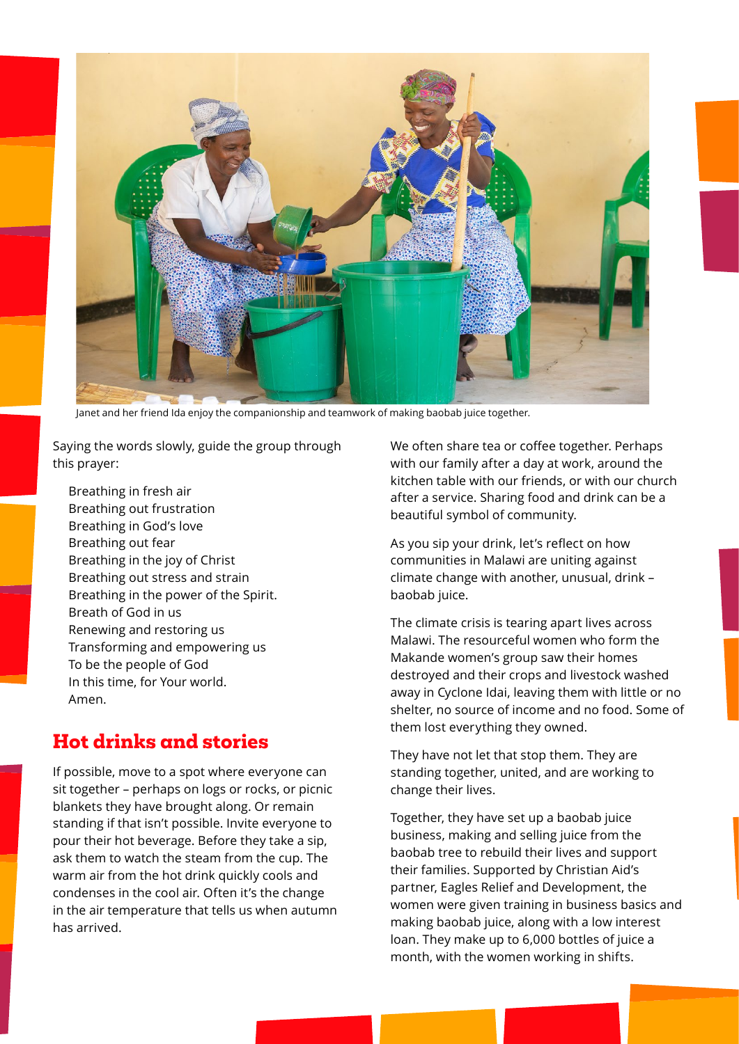Janet and her friend Ida enjoy the companionship and teamwork of making baobab juice together.

Saying the words slowly, guide the group through this prayer:

Breathing in fresh air
Breathing out frustration
Breathing in God's love
Breathing out fear
Breathing in the joy of Christ
Breathing out stress and strain
Breathing in the power of the Spirit.
Breath of God in us
Renewing and restoring us
Transforming and empowering us
To be the people of God
In this time, for Your world.
Amen.

## Hot drinks and stories

If possible, move to a spot where everyone can sit together – perhaps on logs or rocks, or picnic blankets they have brought along. Or remain standing if that isn't possible. Invite everyone to pour their hot beverage. Before they take a sip, ask them to watch the steam from the cup. The warm air from the hot drink quickly cools and condenses in the cool air. Often it's the change in the air temperature that tells us when autumn has arrived.

We often share tea or coffee together. Perhaps with our family after a day at work, around the kitchen table with our friends, or with our church after a service. Sharing food and drink can be a beautiful symbol of community.

As you sip your drink, let's reflect on how communities in Malawi are uniting against climate change with another, unusual, drink – baobab juice.

The climate crisis is tearing apart lives across Malawi. The resourceful women who form the Makande women's group saw their homes destroyed and their crops and livestock washed away in Cyclone Idai, leaving them with little or no shelter, no source of income and no food. Some of them lost everything they owned.

They have not let that stop them. They are standing together, united, and are working to change their lives.

Together, they have set up a baobab juice business, making and selling juice from the baobab tree to rebuild their lives and support their families. Supported by Christian Aid's partner, Eagles Relief and Development, the women were given training in business basics and making baobab juice, along with a low interest loan. They make up to 6,000 bottles of juice a month, with the women working in shifts.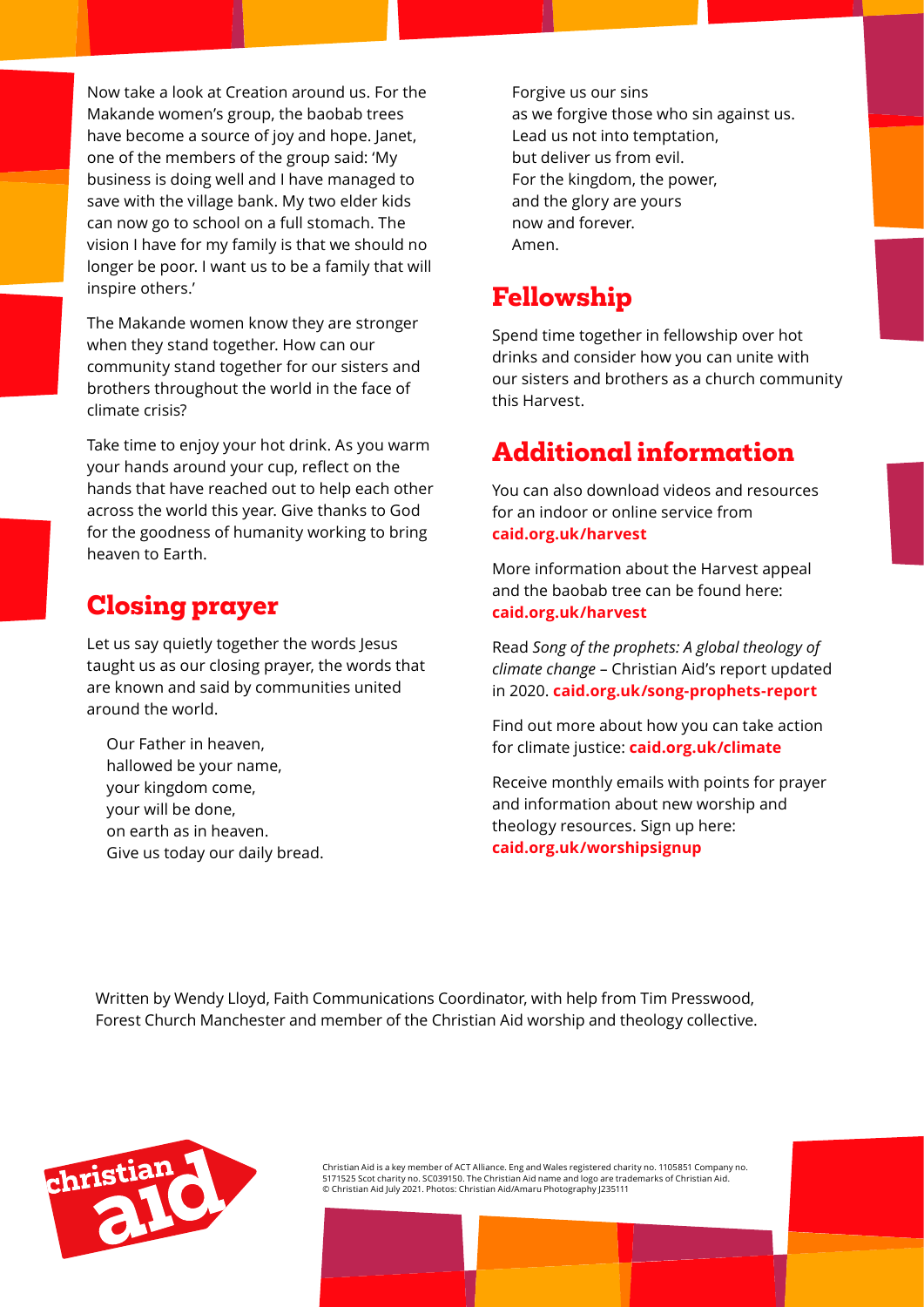Now take a look at Creation around us. For the Makande women's group, the baobab trees have become a source of joy and hope. Janet, one of the members of the group said: 'My business is doing well and I have managed to save with the village bank. My two elder kids can now go to school on a full stomach. The vision I have for my family is that we should no longer be poor. I want us to be a family that will inspire others.'

The Makande women know they are stronger when they stand together. How can our community stand together for our sisters and brothers throughout the world in the face of climate crisis?

Take time to enjoy your hot drink. As you warm your hands around your cup, reflect on the hands that have reached out to help each other across the world this year. Give thanks to God for the goodness of humanity working to bring heaven to Earth.

## Closing prayer

Let us say quietly together the words Jesus taught us as our closing prayer, the words that are known and said by communities united around the world.

Our Father in heaven,  
hallowed be your name,  
your kingdom come,  
your will be done,  
on earth as in heaven.  
Give us today our daily bread.  
Forgive us our sins  
as we forgive those who sin against us.  
Lead us not into temptation,  
but deliver us from evil.  
For the kingdom, the power,  
and the glory are yours  
now and forever.  
Amen.

## Fellowship

Spend time together in fellowship over hot drinks and consider how you can unite with our sisters and brothers as a church community this Harvest.

## Additional information

You can also download videos and resources for an indoor or online service from **caid.org.uk/harvest**

More information about the Harvest appeal and the baobab tree can be found here: **caid.org.uk/harvest**

Read *Song of the prophets: A global theology of climate change* – Christian Aid's report updated in 2020. **caid.org.uk/song-prophets-report**

Find out more about how you can take action for climate justice: **caid.org.uk/climate**

Receive monthly emails with points for prayer and information about new worship and theology resources. Sign up here: **caid.org.uk/worshipsignup**

Written by Wendy Lloyd, Faith Communications Coordinator, with help from Tim Presswood, Forest Church Manchester and member of the Christian Aid worship and theology collective.

christian aid

Christian Aid is a key member of ACT Alliance. Eng and Wales registered charity no. 1105851 Company no. 5171525 Scot charity no. SC039150. The Christian Aid name and logo are trademarks of Christian Aid. © Christian Aid July 2021. Photos: Christian Aid/Amaru Photography J235111